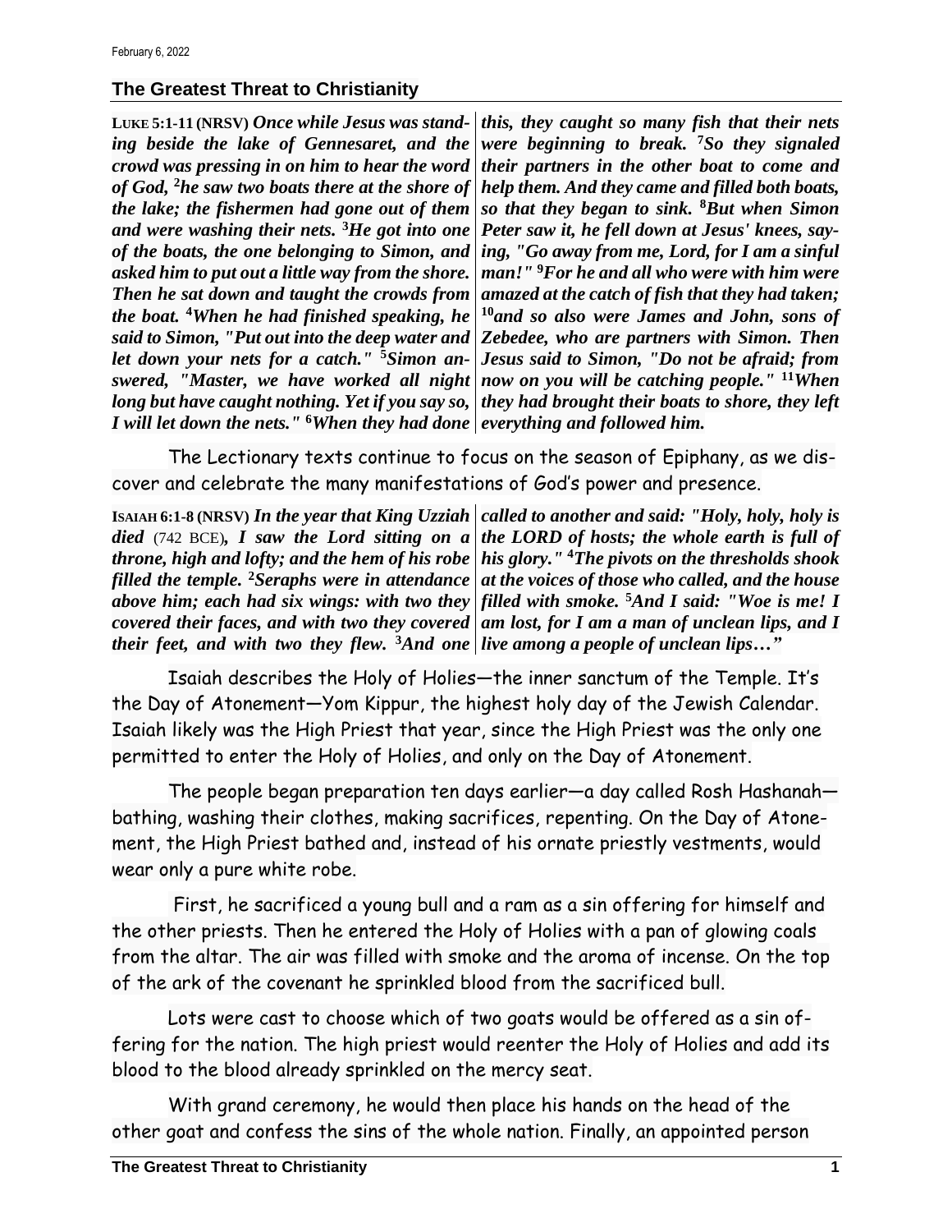February 6, 2022

## The Greatest Threat to Christianity

**LUKE 5:1-11 (NRSV)** ***Once while Jesus was standing beside the lake of Gennesaret, and the crowd was pressing in on him to hear the word of God, [2]he saw two boats there at the shore of the lake; the fishermen had gone out of them and were washing their nets. [3]He got into one of the boats, the one belonging to Simon, and asked him to put out a little way from the shore. Then he sat down and taught the crowds from the boat. [4]When he had finished speaking, he said to Simon, "Put out into the deep water and let down your nets for a catch." [5]Simon answered, "Master, we have worked all night long but have caught nothing. Yet if you say so, I will let down the nets." [6]When they had done this, they caught so many fish that their nets were beginning to break. [7]So they signaled their partners in the other boat to come and help them. And they came and filled both boats, so that they began to sink. [8]But when Simon Peter saw it, he fell down at Jesus' knees, saying, "Go away from me, Lord, for I am a sinful man!" [9]For he and all who were with him were amazed at the catch of fish that they had taken; [10]and so also were James and John, sons of Zebedee, who are partners with Simon. Then Jesus said to Simon, "Do not be afraid; from now on you will be catching people." [11]When they had brought their boats to shore, they left everything and followed him.***

The Lectionary texts continue to focus on the season of Epiphany, as we discover and celebrate the many manifestations of God's power and presence.

**ISAIAH 6:1-8 (NRSV)** ***In the year that King Uzziah died*** (742 BCE)***, I saw the Lord sitting on a throne, high and lofty; and the hem of his robe filled the temple. [2]Seraphs were in attendance above him; each had six wings: with two they covered their faces, and with two they covered their feet, and with two they flew. [3]And one called to another and said: "Holy, holy, holy is the LORD of hosts; the whole earth is full of his glory." [4]The pivots on the thresholds shook at the voices of those who called, and the house filled with smoke. [5]And I said: "Woe is me! I am lost, for I am a man of unclean lips, and I live among a people of unclean lips…"***

Isaiah describes the Holy of Holies—the inner sanctum of the Temple. It's the Day of Atonement—Yom Kippur, the highest holy day of the Jewish Calendar. Isaiah likely was the High Priest that year, since the High Priest was the only one permitted to enter the Holy of Holies, and only on the Day of Atonement.

The people began preparation ten days earlier—a day called Rosh Hashanah—bathing, washing their clothes, making sacrifices, repenting. On the Day of Atonement, the High Priest bathed and, instead of his ornate priestly vestments, would wear only a pure white robe.

First, he sacrificed a young bull and a ram as a sin offering for himself and the other priests. Then he entered the Holy of Holies with a pan of glowing coals from the altar. The air was filled with smoke and the aroma of incense. On the top of the ark of the covenant he sprinkled blood from the sacrificed bull.

Lots were cast to choose which of two goats would be offered as a sin offering for the nation. The high priest would reenter the Holy of Holies and add its blood to the blood already sprinkled on the mercy seat.

With grand ceremony, he would then place his hands on the head of the other goat and confess the sins of the whole nation. Finally, an appointed person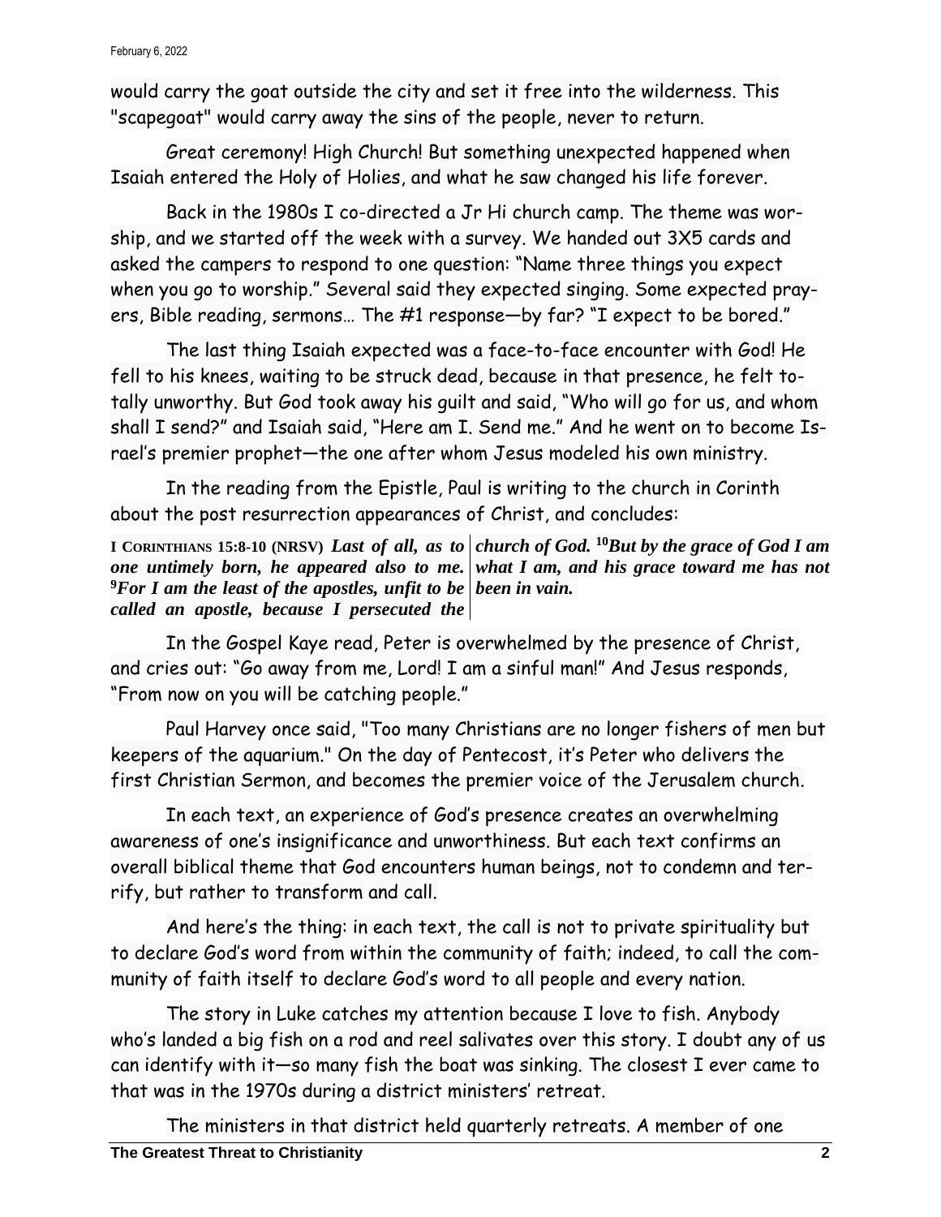would carry the goat outside the city and set it free into the wilderness. This "scapegoat" would carry away the sins of the people, never to return.

Great ceremony! High Church! But something unexpected happened when Isaiah entered the Holy of Holies, and what he saw changed his life forever.

Back in the 1980s I co-directed a Jr Hi church camp. The theme was worship, and we started off the week with a survey. We handed out 3X5 cards and asked the campers to respond to one question: "Name three things you expect when you go to worship." Several said they expected singing. Some expected prayers, Bible reading, sermons… The #1 response—by far? "I expect to be bored."

The last thing Isaiah expected was a face-to-face encounter with God! He fell to his knees, waiting to be struck dead, because in that presence, he felt totally unworthy. But God took away his guilt and said, "Who will go for us, and whom shall I send?" and Isaiah said, "Here am I. Send me." And he went on to become Israel's premier prophet—the one after whom Jesus modeled his own ministry.

In the reading from the Epistle, Paul is writing to the church in Corinth about the post resurrection appearances of Christ, and concludes:

**I CORINTHIANS 15:8-10 (NRSV)** ***Last of all, as to one untimely born, he appeared also to me. [9]For I am the least of the apostles, unfit to be called an apostle, because I persecuted the church of God. [10]But by the grace of God I am what I am, and his grace toward me has not been in vain.***

In the Gospel Kaye read, Peter is overwhelmed by the presence of Christ, and cries out: "Go away from me, Lord! I am a sinful man!" And Jesus responds, "From now on you will be catching people."

Paul Harvey once said, "Too many Christians are no longer fishers of men but keepers of the aquarium." On the day of Pentecost, it's Peter who delivers the first Christian Sermon, and becomes the premier voice of the Jerusalem church.

In each text, an experience of God's presence creates an overwhelming awareness of one's insignificance and unworthiness. But each text confirms an overall biblical theme that God encounters human beings, not to condemn and terrify, but rather to transform and call.

And here's the thing: in each text, the call is not to private spirituality but to declare God's word from within the community of faith; indeed, to call the community of faith itself to declare God's word to all people and every nation.

The story in Luke catches my attention because I love to fish. Anybody who's landed a big fish on a rod and reel salivates over this story. I doubt any of us can identify with it—so many fish the boat was sinking. The closest I ever came to that was in the 1970s during a district ministers' retreat.

The ministers in that district held quarterly retreats. A member of one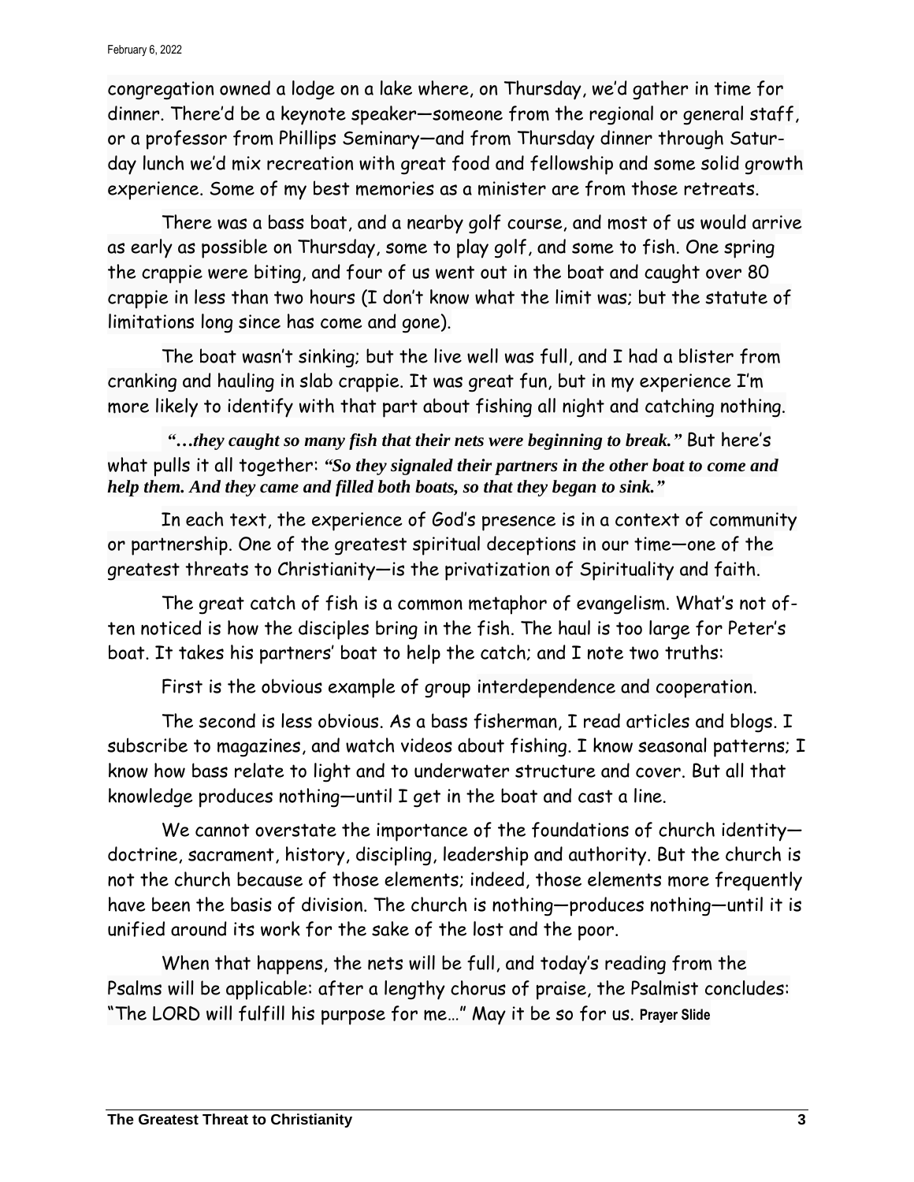congregation owned a lodge on a lake where, on Thursday, we'd gather in time for dinner. There'd be a keynote speaker—someone from the regional or general staff, or a professor from Phillips Seminary—and from Thursday dinner through Saturday lunch we'd mix recreation with great food and fellowship and some solid growth experience. Some of my best memories as a minister are from those retreats.

There was a bass boat, and a nearby golf course, and most of us would arrive as early as possible on Thursday, some to play golf, and some to fish. One spring the crappie were biting, and four of us went out in the boat and caught over 80 crappie in less than two hours (I don't know what the limit was; but the statute of limitations long since has come and gone).

The boat wasn't sinking; but the live well was full, and I had a blister from cranking and hauling in slab crappie. It was great fun, but in my experience I'm more likely to identify with that part about fishing all night and catching nothing.

***"…they caught so many fish that their nets were beginning to break."*** But here's what pulls it all together: ***"So they signaled their partners in the other boat to come and help them. And they came and filled both boats, so that they began to sink."***

In each text, the experience of God's presence is in a context of community or partnership. One of the greatest spiritual deceptions in our time—one of the greatest threats to Christianity—is the privatization of Spirituality and faith.

The great catch of fish is a common metaphor of evangelism. What's not often noticed is how the disciples bring in the fish. The haul is too large for Peter's boat. It takes his partners' boat to help the catch; and I note two truths:

First is the obvious example of group interdependence and cooperation.

The second is less obvious. As a bass fisherman, I read articles and blogs. I subscribe to magazines, and watch videos about fishing. I know seasonal patterns; I know how bass relate to light and to underwater structure and cover. But all that knowledge produces nothing—until I get in the boat and cast a line.

We cannot overstate the importance of the foundations of church identity—doctrine, sacrament, history, discipling, leadership and authority. But the church is not the church because of those elements; indeed, those elements more frequently have been the basis of division. The church is nothing—produces nothing—until it is unified around its work for the sake of the lost and the poor.

When that happens, the nets will be full, and today's reading from the Psalms will be applicable: after a lengthy chorus of praise, the Psalmist concludes: "The LORD will fulfill his purpose for me…" May it be so for us. **Prayer Slide**